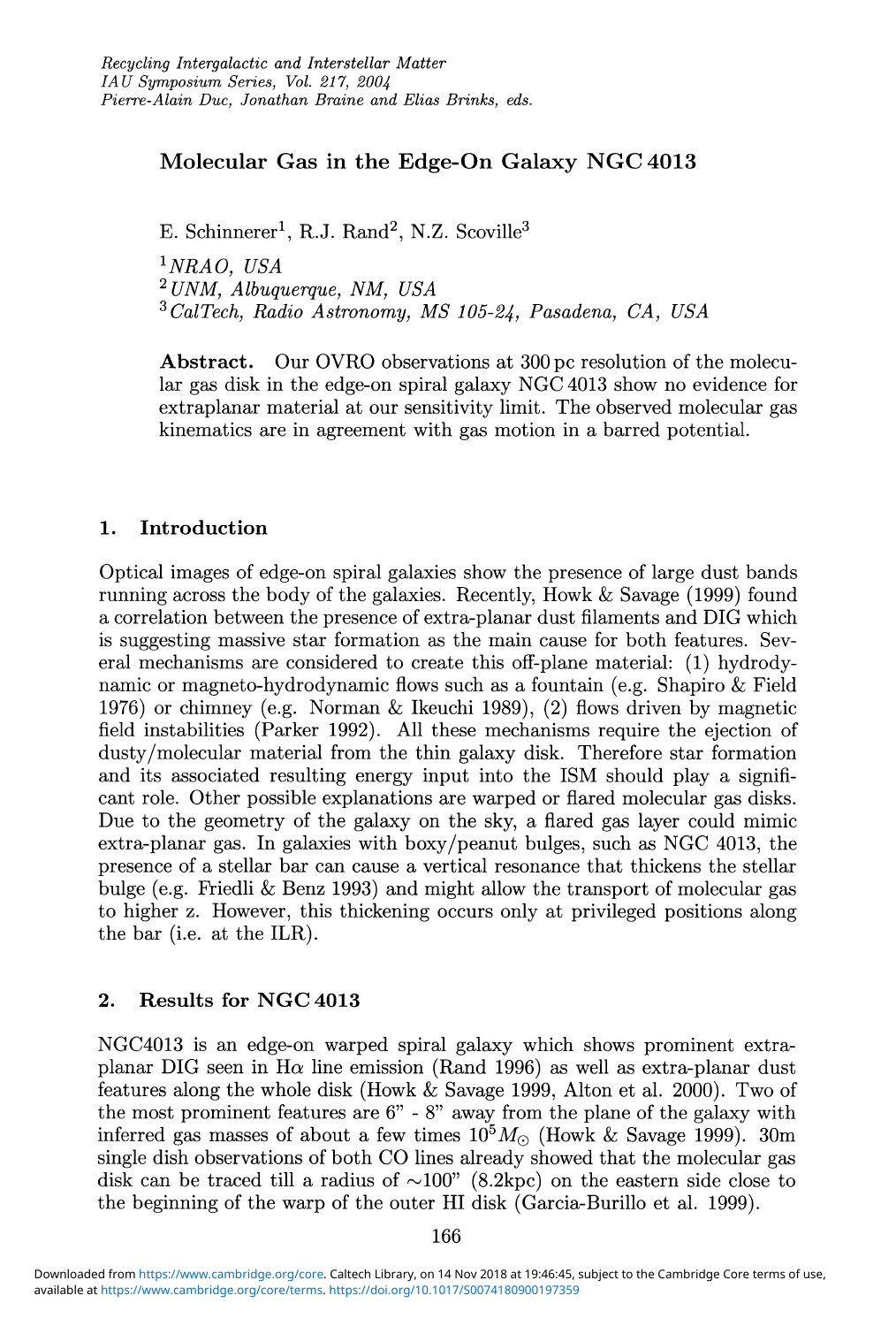# Molecular Gas in the Edge-On Galaxy NGC 4013

E. Schinnerer[1], R.J. Rand[2], N.Z. Scoville[3]

[1] *NRAO, USA*
[2] *UNM, Albuquerque, NM, USA*
[3] *CalTech, Radio Astronomy, MS 105-24, Pasadena, CA, USA*

**Abstract.** Our OVRO observations at 300 pc resolution of the molecular gas disk in the edge-on spiral galaxy NGC 4013 show no evidence for extraplanar material at our sensitivity limit. The observed molecular gas kinematics are in agreement with gas motion in a barred potential.

## 1. Introduction

Optical images of edge-on spiral galaxies show the presence of large dust bands running across the body of the galaxies. Recently, Howk & Savage (1999) found a correlation between the presence of extra-planar dust filaments and DIG which is suggesting massive star formation as the main cause for both features. Several mechanisms are considered to create this off-plane material: (1) hydrodynamic or magneto-hydrodynamic flows such as a fountain (e.g. Shapiro & Field 1976) or chimney (e.g. Norman & Ikeuchi 1989), (2) flows driven by magnetic field instabilities (Parker 1992). All these mechanisms require the ejection of dusty/molecular material from the thin galaxy disk. Therefore star formation and its associated resulting energy input into the ISM should play a significant role. Other possible explanations are warped or flared molecular gas disks. Due to the geometry of the galaxy on the sky, a flared gas layer could mimic extra-planar gas. In galaxies with boxy/peanut bulges, such as NGC 4013, the presence of a stellar bar can cause a vertical resonance that thickens the stellar bulge (e.g. Friedli & Benz 1993) and might allow the transport of molecular gas to higher z. However, this thickening occurs only at privileged positions along the bar (i.e. at the ILR).

## 2. Results for NGC 4013

NGC4013 is an edge-on warped spiral galaxy which shows prominent extra-planar DIG seen in H$\alpha$ line emission (Rand 1996) as well as extra-planar dust features along the whole disk (Howk & Savage 1999, Alton et al. 2000). Two of the most prominent features are 6" - 8" away from the plane of the galaxy with inferred gas masses of about a few times $10^5 M_\odot$ (Howk & Savage 1999). 30m single dish observations of both CO lines already showed that the molecular gas disk can be traced till a radius of ~100" (8.2kpc) on the eastern side close to the beginning of the warp of the outer HI disk (Garcia-Burillo et al. 1999).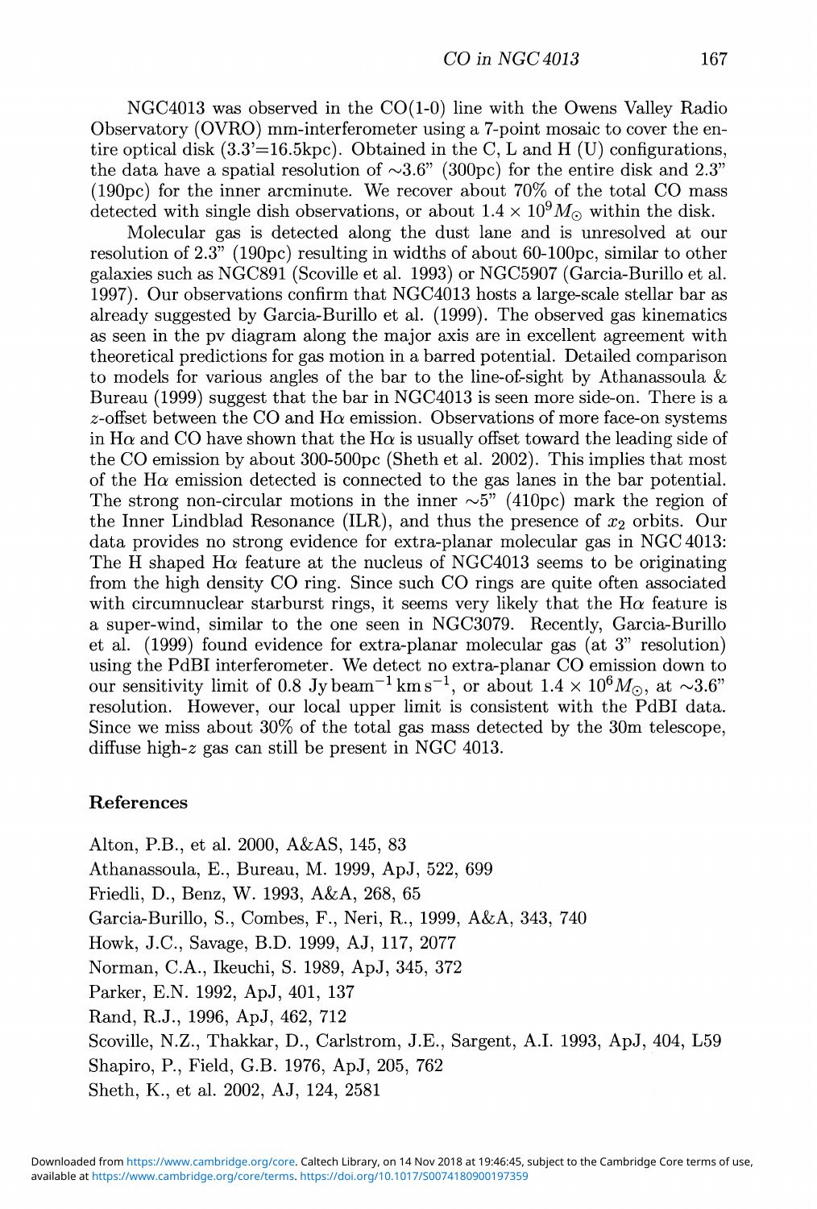NGC4013 was observed in the CO(1-0) line with the Owens Valley Radio Observatory (OVRO) mm-interferometer using a 7-point mosaic to cover the entire optical disk (3.3'=16.5kpc). Obtained in the C, L and H (U) configurations, the data have a spatial resolution of $\sim$3.6" (300pc) for the entire disk and 2.3" (190pc) for the inner arcminute. We recover about 70% of the total CO mass detected with single dish observations, or about $1.4 \times 10^9 M_\odot$ within the disk.

Molecular gas is detected along the dust lane and is unresolved at our resolution of 2.3" (190pc) resulting in widths of about 60-100pc, similar to other galaxies such as NGC891 (Scoville et al. 1993) or NGC5907 (Garcia-Burillo et al. 1997). Our observations confirm that NGC4013 hosts a large-scale stellar bar as already suggested by Garcia-Burillo et al. (1999). The observed gas kinematics as seen in the pv diagram along the major axis are in excellent agreement with theoretical predictions for gas motion in a barred potential. Detailed comparison to models for various angles of the bar to the line-of-sight by Athanassoula & Bureau (1999) suggest that the bar in NGC4013 is seen more side-on. There is a $z$-offset between the CO and H$\alpha$ emission. Observations of more face-on systems in H$\alpha$ and CO have shown that the H$\alpha$ is usually offset toward the leading side of the CO emission by about 300-500pc (Sheth et al. 2002). This implies that most of the H$\alpha$ emission detected is connected to the gas lanes in the bar potential. The strong non-circular motions in the inner $\sim$5" (410pc) mark the region of the Inner Lindblad Resonance (ILR), and thus the presence of $x_2$ orbits. Our data provides no strong evidence for extra-planar molecular gas in NGC 4013: The H shaped H$\alpha$ feature at the nucleus of NGC4013 seems to be originating from the high density CO ring. Since such CO rings are quite often associated with circumnuclear starburst rings, it seems very likely that the H$\alpha$ feature is a super-wind, similar to the one seen in NGC3079. Recently, Garcia-Burillo et al. (1999) found evidence for extra-planar molecular gas (at 3" resolution) using the PdBI interferometer. We detect no extra-planar CO emission down to our sensitivity limit of 0.8 Jy beam$^{-1}$ km s$^{-1}$, or about $1.4 \times 10^6 M_\odot$, at $\sim$3.6" resolution. However, our local upper limit is consistent with the PdBI data. Since we miss about 30% of the total gas mass detected by the 30m telescope, diffuse high-$z$ gas can still be present in NGC 4013.

## References

Alton, P.B., et al. 2000, A&AS, 145, 83

Athanassoula, E., Bureau, M. 1999, ApJ, 522, 699

Friedli, D., Benz, W. 1993, A&A, 268, 65

Garcia-Burillo, S., Combes, F., Neri, R., 1999, A&A, 343, 740

Howk, J.C., Savage, B.D. 1999, AJ, 117, 2077

Norman, C.A., Ikeuchi, S. 1989, ApJ, 345, 372

Parker, E.N. 1992, ApJ, 401, 137

Rand, R.J., 1996, ApJ, 462, 712

Scoville, N.Z., Thakkar, D., Carlstrom, J.E., Sargent, A.I. 1993, ApJ, 404, L59

Shapiro, P., Field, G.B. 1976, ApJ, 205, 762

Sheth, K., et al. 2002, AJ, 124, 2581